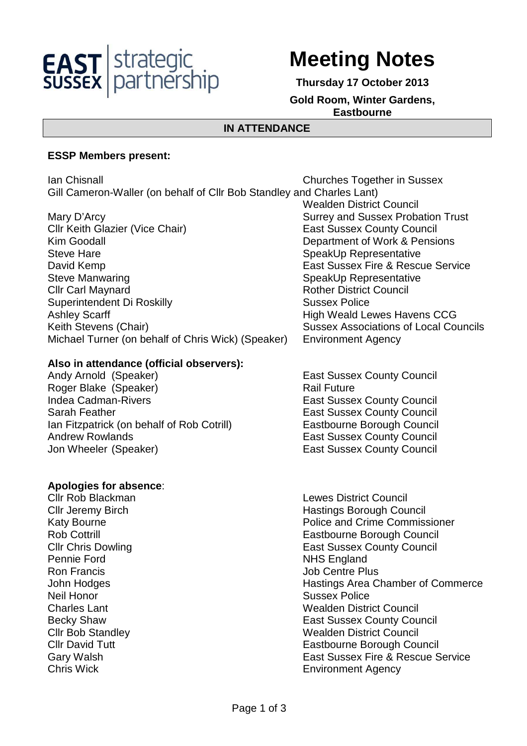EAST SUSSEX strategic partnership

# Meeting Notes

**Thursday 17 October 2013**

**Gold Room, Winter Gardens, Eastbourne**

## IN ATTENDANCE

### ESSP Members present:

| Name | Organisation |
|---|---|
| Ian Chisnall | Churches Together in Sussex |
| Gill Cameron-Waller (on behalf of Cllr Bob Standley and Charles Lant) | Wealden District Council |
| Mary D'Arcy | Surrey and Sussex Probation Trust |
| Cllr Keith Glazier (Vice Chair) | East Sussex County Council |
| Kim Goodall | Department of Work & Pensions |
| Steve Hare | SpeakUp Representative |
| David Kemp | East Sussex Fire & Rescue Service |
| Steve Manwaring | SpeakUp Representative |
| Cllr Carl Maynard | Rother District Council |
| Superintendent Di Roskilly | Sussex Police |
| Ashley Scarff | High Weald Lewes Havens CCG |
| Keith Stevens (Chair) | Sussex Associations of Local Councils |
| Michael Turner (on behalf of Chris Wick) (Speaker) | Environment Agency |

### Also in attendance (official observers):

| Name | Organisation |
|---|---|
| Andy Arnold (Speaker) | East Sussex County Council |
| Roger Blake (Speaker) | Rail Future |
| Indea Cadman-Rivers | East Sussex County Council |
| Sarah Feather | East Sussex County Council |
| Ian Fitzpatrick (on behalf of Rob Cotrill) | Eastbourne Borough Council |
| Andrew Rowlands | East Sussex County Council |
| Jon Wheeler (Speaker) | East Sussex County Council |

### Apologies for absence:

| Name | Organisation |
|---|---|
| Cllr Rob Blackman | Lewes District Council |
| Cllr Jeremy Birch | Hastings Borough Council |
| Katy Bourne | Police and Crime Commissioner |
| Rob Cottrill | Eastbourne Borough Council |
| Cllr Chris Dowling | East Sussex County Council |
| Pennie Ford | NHS England |
| Ron Francis | Job Centre Plus |
| John Hodges | Hastings Area Chamber of Commerce |
| Neil Honor | Sussex Police |
| Charles Lant | Wealden District Council |
| Becky Shaw | East Sussex County Council |
| Cllr Bob Standley | Wealden District Council |
| Cllr David Tutt | Eastbourne Borough Council |
| Gary Walsh | East Sussex Fire & Rescue Service |
| Chris Wick | Environment Agency |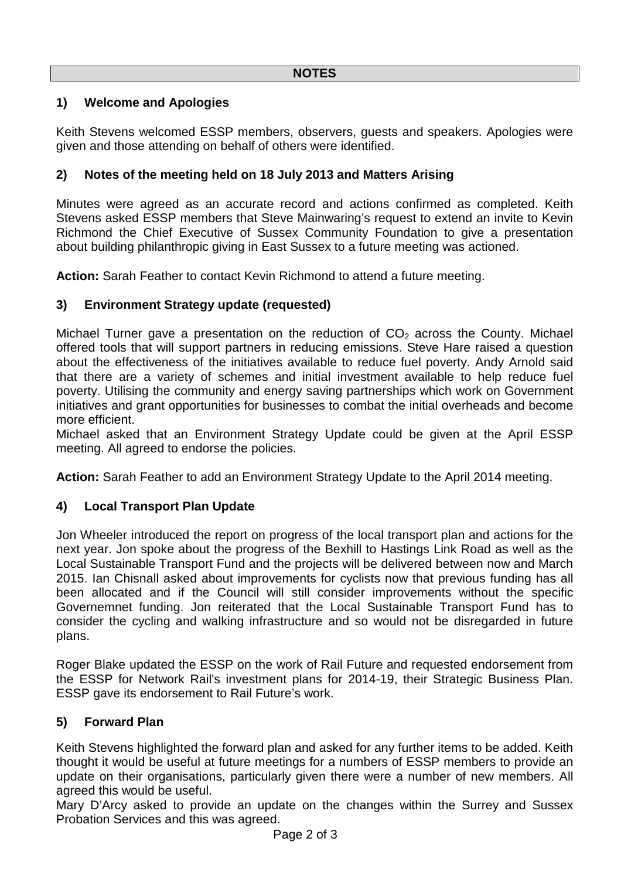## NOTES

### 1) Welcome and Apologies

Keith Stevens welcomed ESSP members, observers, guests and speakers. Apologies were given and those attending on behalf of others were identified.

### 2) Notes of the meeting held on 18 July 2013 and Matters Arising

Minutes were agreed as an accurate record and actions confirmed as completed. Keith Stevens asked ESSP members that Steve Mainwaring's request to extend an invite to Kevin Richmond the Chief Executive of Sussex Community Foundation to give a presentation about building philanthropic giving in East Sussex to a future meeting was actioned.

**Action:** Sarah Feather to contact Kevin Richmond to attend a future meeting.

### 3) Environment Strategy update (requested)

Michael Turner gave a presentation on the reduction of $CO_2$ across the County. Michael offered tools that will support partners in reducing emissions. Steve Hare raised a question about the effectiveness of the initiatives available to reduce fuel poverty. Andy Arnold said that there are a variety of schemes and initial investment available to help reduce fuel poverty. Utilising the community and energy saving partnerships which work on Government initiatives and grant opportunities for businesses to combat the initial overheads and become more efficient.

Michael asked that an Environment Strategy Update could be given at the April ESSP meeting. All agreed to endorse the policies.

**Action:** Sarah Feather to add an Environment Strategy Update to the April 2014 meeting.

### 4) Local Transport Plan Update

Jon Wheeler introduced the report on progress of the local transport plan and actions for the next year. Jon spoke about the progress of the Bexhill to Hastings Link Road as well as the Local Sustainable Transport Fund and the projects will be delivered between now and March 2015. Ian Chisnall asked about improvements for cyclists now that previous funding has all been allocated and if the Council will still consider improvements without the specific Governemnet funding. Jon reiterated that the Local Sustainable Transport Fund has to consider the cycling and walking infrastructure and so would not be disregarded in future plans.

Roger Blake updated the ESSP on the work of Rail Future and requested endorsement from the ESSP for Network Rail's investment plans for 2014-19, their Strategic Business Plan. ESSP gave its endorsement to Rail Future's work.

### 5) Forward Plan

Keith Stevens highlighted the forward plan and asked for any further items to be added. Keith thought it would be useful at future meetings for a numbers of ESSP members to provide an update on their organisations, particularly given there were a number of new members. All agreed this would be useful.

Mary D'Arcy asked to provide an update on the changes within the Surrey and Sussex Probation Services and this was agreed.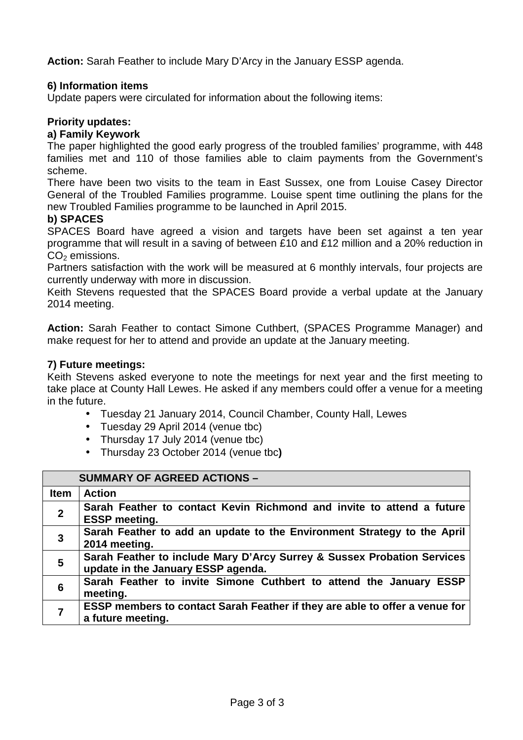**Action:** Sarah Feather to include Mary D'Arcy in the January ESSP agenda.

**6) Information items**

Update papers were circulated for information about the following items:

**Priority updates:**

**a) Family Keywork**

The paper highlighted the good early progress of the troubled families' programme, with 448 families met and 110 of those families able to claim payments from the Government's scheme.

There have been two visits to the team in East Sussex, one from Louise Casey Director General of the Troubled Families programme. Louise spent time outlining the plans for the new Troubled Families programme to be launched in April 2015.

**b) SPACES**

SPACES Board have agreed a vision and targets have been set against a ten year programme that will result in a saving of between £10 and £12 million and a 20% reduction in $CO_2$ emissions.

Partners satisfaction with the work will be measured at 6 monthly intervals, four projects are currently underway with more in discussion.

Keith Stevens requested that the SPACES Board provide a verbal update at the January 2014 meeting.

**Action:** Sarah Feather to contact Simone Cuthbert, (SPACES Programme Manager) and make request for her to attend and provide an update at the January meeting.

**7) Future meetings:**

Keith Stevens asked everyone to note the meetings for next year and the first meeting to take place at County Hall Lewes. He asked if any members could offer a venue for a meeting in the future.

- Tuesday 21 January 2014, Council Chamber, County Hall, Lewes
- Tuesday 29 April 2014 (venue tbc)
- Thursday 17 July 2014 (venue tbc)
- Thursday 23 October 2014 (venue tbc**)**

| **SUMMARY OF AGREED ACTIONS –** | |
|---|---|
| **Item** | **Action** |
| **2** | **Sarah Feather to contact Kevin Richmond and invite to attend a future ESSP meeting.** |
| **3** | **Sarah Feather to add an update to the Environment Strategy to the April 2014 meeting.** |
| **5** | **Sarah Feather to include Mary D'Arcy Surrey & Sussex Probation Services update in the January ESSP agenda.** |
| **6** | **Sarah Feather to invite Simone Cuthbert to attend the January ESSP meeting.** |
| **7** | **ESSP members to contact Sarah Feather if they are able to offer a venue for a future meeting.** |